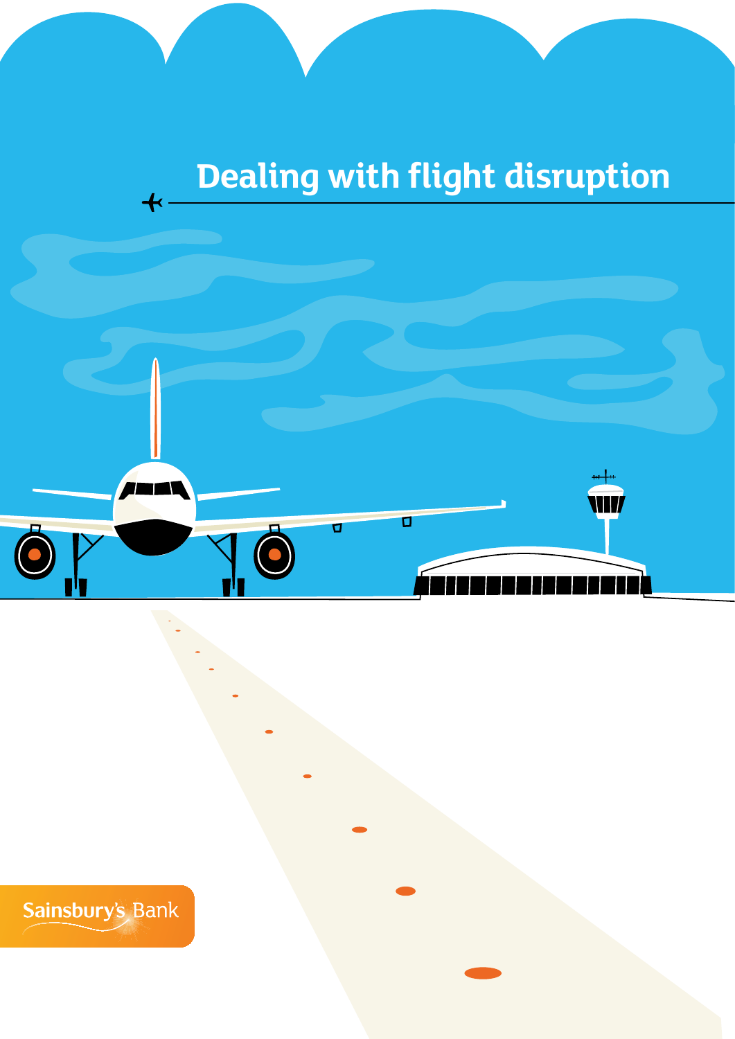# Dealing with flight disruption

Sainsbury's Bank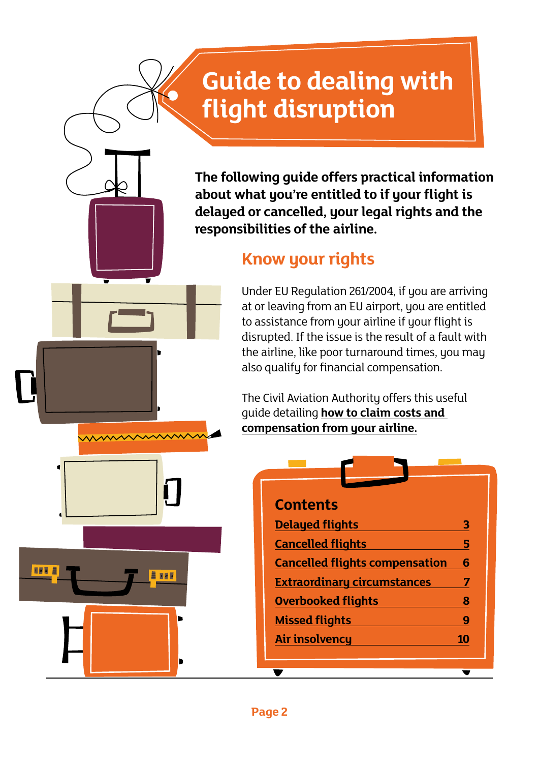# Guide to dealing with flight disruption

**The following guide offers practical information about what you're entitled to if your flight is delayed or cancelled, your legal rights and the responsibilities of the airline.**

## Know your rights

Under EU Regulation 261/2004, if you are arriving at or leaving from an EU airport, you are entitled to assistance from your airline if your flight is disrupted. If the issue is the result of a fault with the airline, like poor turnaround times, you may also qualify for financial compensation.

The Civil Aviation Authority offers this useful guide detailing **how to claim costs and compensation from your airline.**

### Contents

| | |
|---|---|
| Delayed flights | 3 |
| Cancelled flights | 5 |
| Cancelled flights compensation | 6 |
| Extraordinary circumstances | 7 |
| Overbooked flights | 8 |
| Missed flights | 9 |
| Air insolvency | 10 |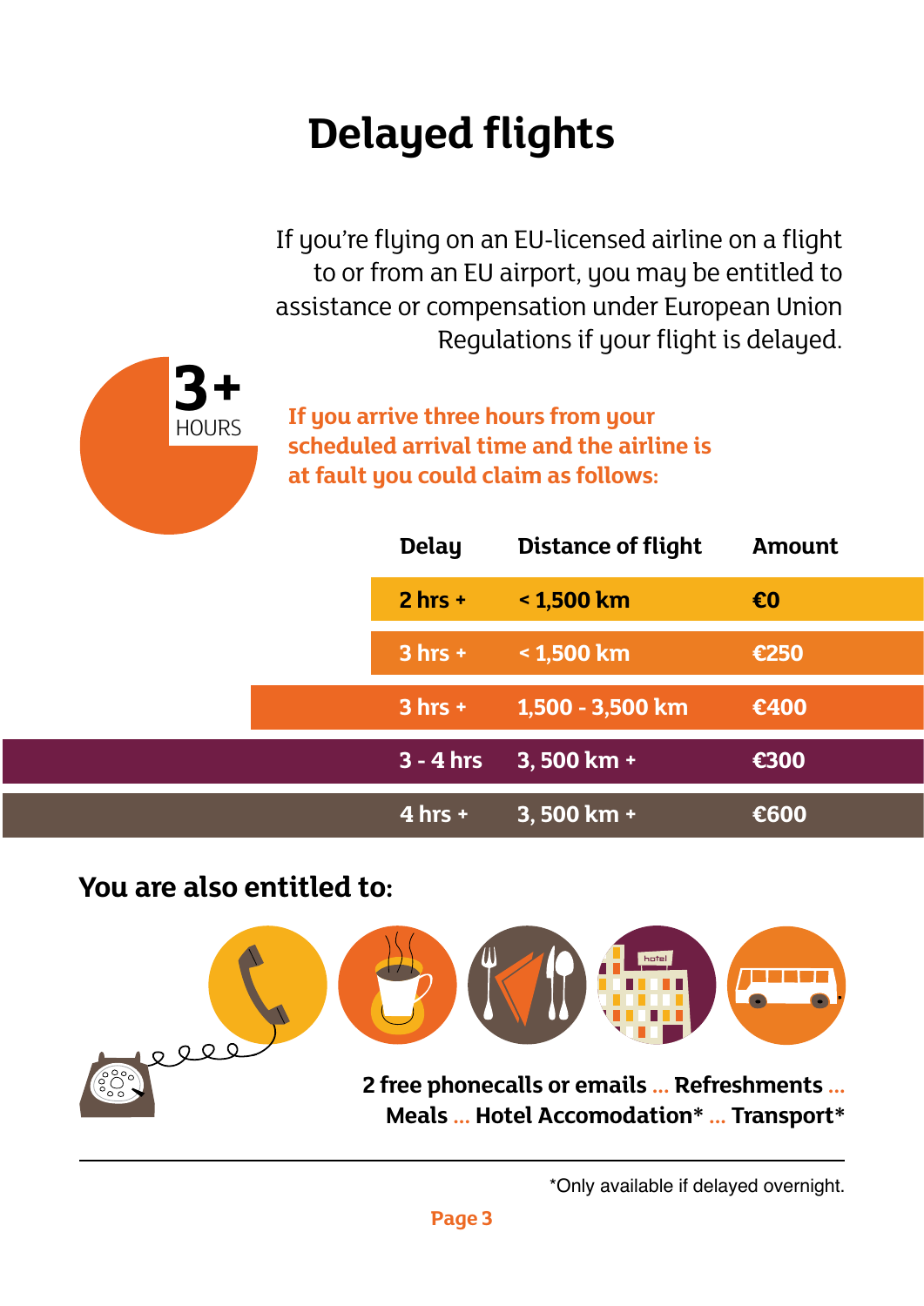# Delayed flights

If you're flying on an EU-licensed airline on a flight to or from an EU airport, you may be entitled to assistance or compensation under European Union Regulations if your flight is delayed.

**3+ HOURS**

**If you arrive three hours from your scheduled arrival time and the airline is at fault you could claim as follows:**

| Delay | Distance of flight | Amount |
|---|---|---|
| 2 hrs + | < 1,500 km | €0 |
| 3 hrs + | < 1,500 km | €250 |
| 3 hrs + | 1,500 - 3,500 km | €400 |
| 3 - 4 hrs | 3, 500 km + | €300 |
| 4 hrs + | 3, 500 km + | €600 |

## You are also entitled to:

**2 free phonecalls or emails ... Refreshments ... Meals ... Hotel Accomodation* ... Transport***

*Only available if delayed overnight.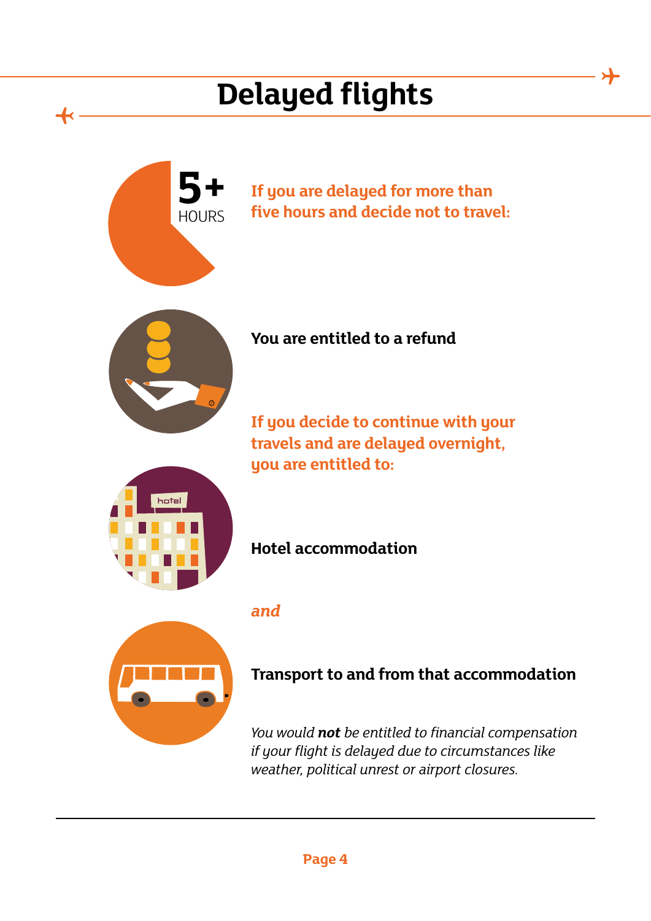# Delayed flights

5+ HOURS

**If you are delayed for more than five hours and decide not to travel:**

**You are entitled to a refund**

**If you decide to continue with your travels and are delayed overnight, you are entitled to:**

**Hotel accommodation**

***and***

**Transport to and from that accommodation**

*You would **not** be entitled to financial compensation if your flight is delayed due to circumstances like weather, political unrest or airport closures.*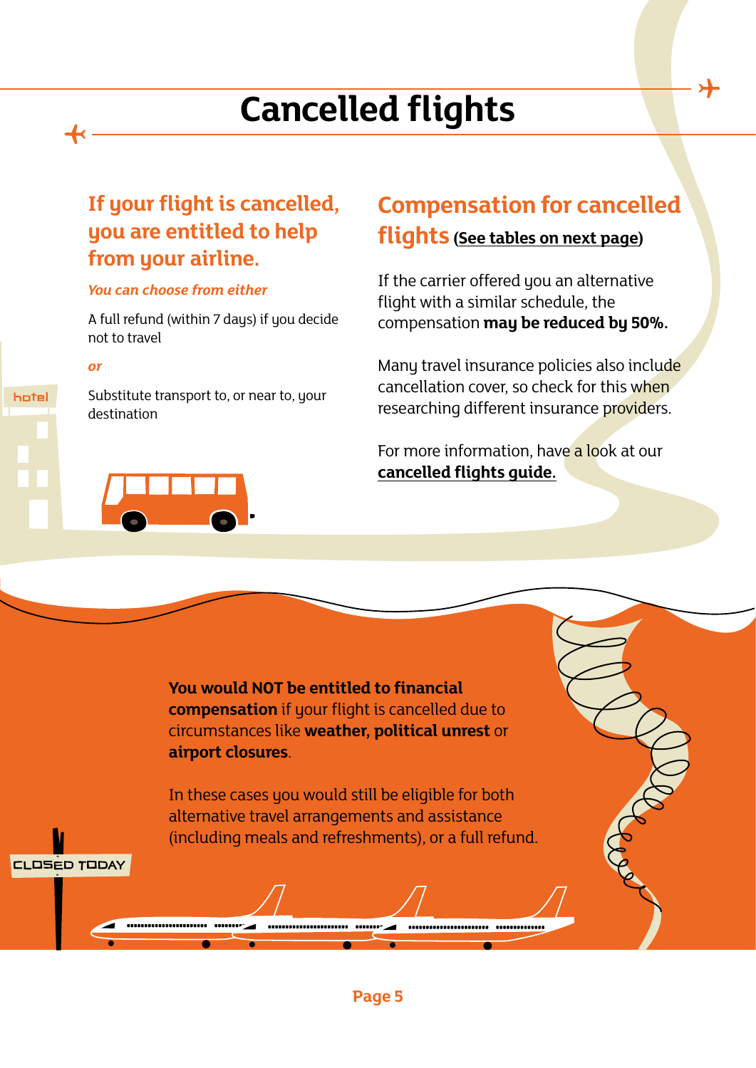# Cancelled flights

## If your flight is cancelled, you are entitled to help from your airline.

*You can choose from either*

A full refund (within 7 days) if you decide not to travel

*or*

Substitute transport to, or near to, your destination

## Compensation for cancelled flights (See tables on next page)

If the carrier offered you an alternative flight with a similar schedule, the compensation **may be reduced by 50%.**

Many travel insurance policies also include cancellation cover, so check for this when researching different insurance providers.

For more information, have a look at our **cancelled flights guide.**

**You would NOT be entitled to financial compensation** if your flight is cancelled due to circumstances like **weather, political unrest** or **airport closures**.

In these cases you would still be eligible for both alternative travel arrangements and assistance (including meals and refreshments), or a full refund.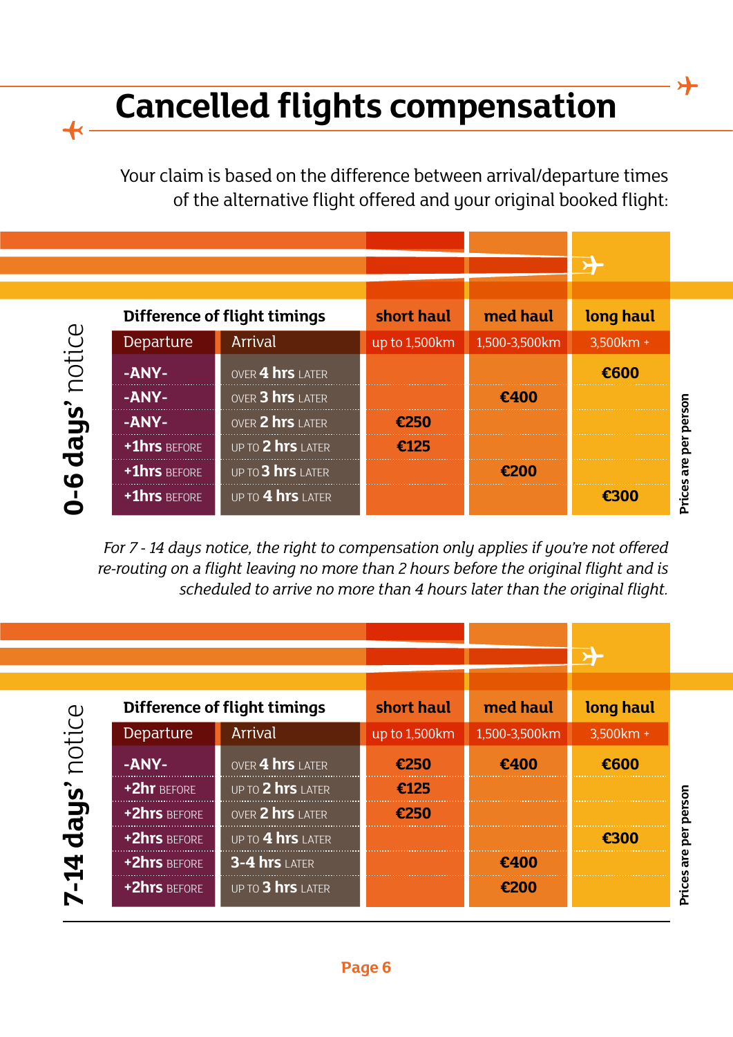# Cancelled flights compensation

Your claim is based on the difference between arrival/departure times of the alternative flight offered and your original booked flight:

**0-6 days' notice**

| Difference of flight timings | | short haul | med haul | long haul |
|---|---|---|---|---|
| Departure | Arrival | up to 1,500km | 1,500-3,500km | 3,500km + |
| -ANY- | OVER 4 hrs LATER | | | €600 |
| -ANY- | OVER 3 hrs LATER | | €400 | |
| -ANY- | OVER 2 hrs LATER | €250 | | |
| +1hrs BEFORE | UP TO 2 hrs LATER | €125 | | |
| +1hrs BEFORE | UP TO 3 hrs LATER | | €200 | |
| +1hrs BEFORE | UP TO 4 hrs LATER | | | €300 |

Prices are per person

*For 7 - 14 days notice, the right to compensation only applies if you're not offered re-routing on a flight leaving no more than 2 hours before the original flight and is scheduled to arrive no more than 4 hours later than the original flight.*

**7-14 days' notice**

| Difference of flight timings | | short haul | med haul | long haul |
|---|---|---|---|---|
| Departure | Arrival | up to 1,500km | 1,500-3,500km | 3,500km + |
| -ANY- | OVER 4 hrs LATER | €250 | €400 | €600 |
| +2hr BEFORE | UP TO 2 hrs LATER | €125 | | |
| +2hrs BEFORE | OVER 2 hrs LATER | €250 | | |
| +2hrs BEFORE | UP TO 4 hrs LATER | | | €300 |
| +2hrs BEFORE | 3-4 hrs LATER | | €400 | |
| +2hrs BEFORE | UP TO 3 hrs LATER | | €200 | |

Prices are per person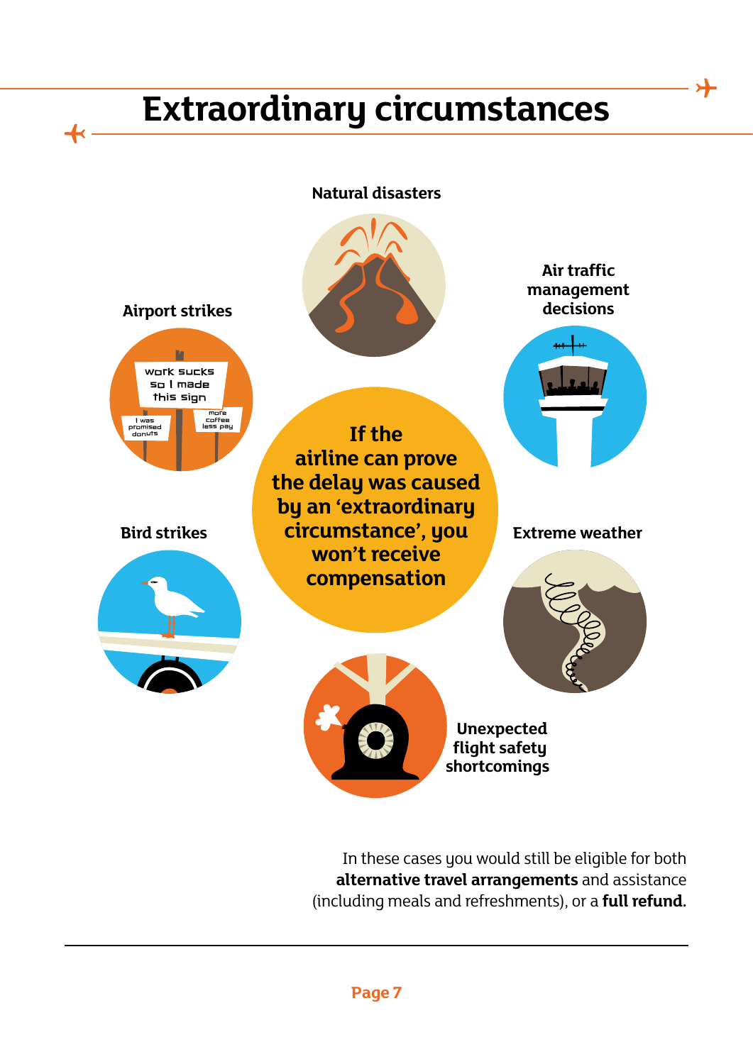# Extraordinary circumstances

**If the airline can prove the delay was caused by an 'extraordinary circumstance', you won't receive compensation**

- Natural disasters
- Air traffic management decisions
- Extreme weather
- Unexpected flight safety shortcomings
- Bird strikes
- Airport strikes

In these cases you would still be eligible for both **alternative travel arrangements** and assistance (including meals and refreshments), or a **full refund**.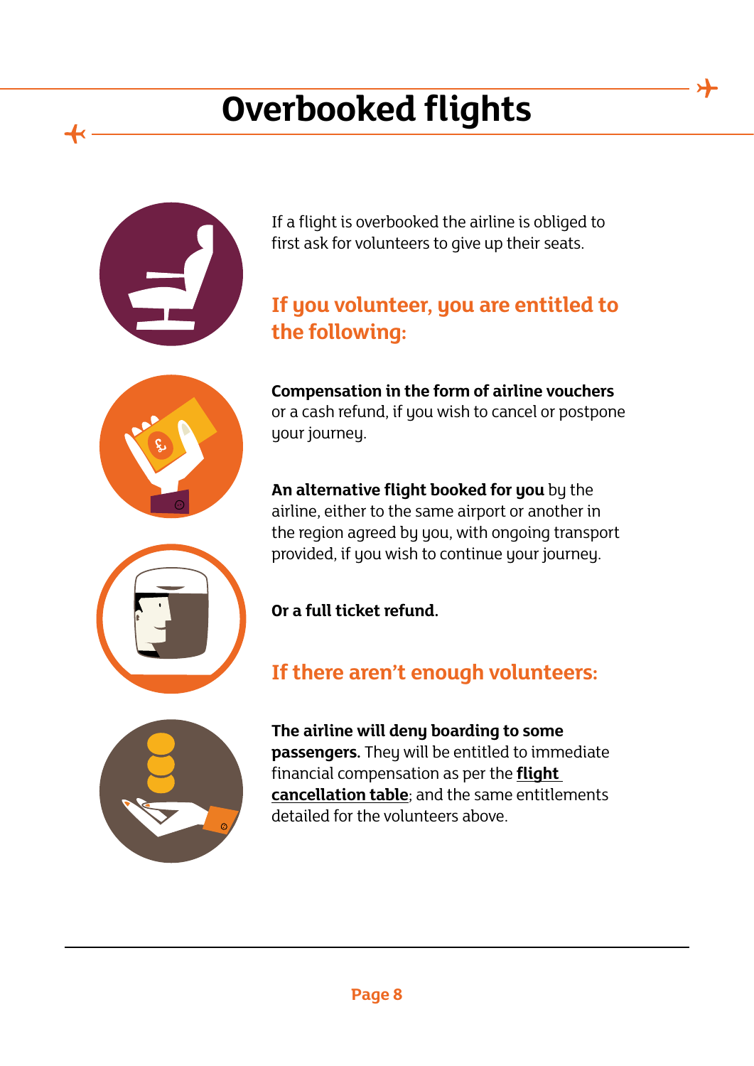# Overbooked flights

If a flight is overbooked the airline is obliged to first ask for volunteers to give up their seats.

## If you volunteer, you are entitled to the following:

**Compensation in the form of airline vouchers** or a cash refund, if you wish to cancel or postpone your journey.

**An alternative flight booked for you** by the airline, either to the same airport or another in the region agreed by you, with ongoing transport provided, if you wish to continue your journey.

**Or a full ticket refund.**

## If there aren't enough volunteers:

**The airline will deny boarding to some passengers.** They will be entitled to immediate financial compensation as per the **flight cancellation table**; and the same entitlements detailed for the volunteers above.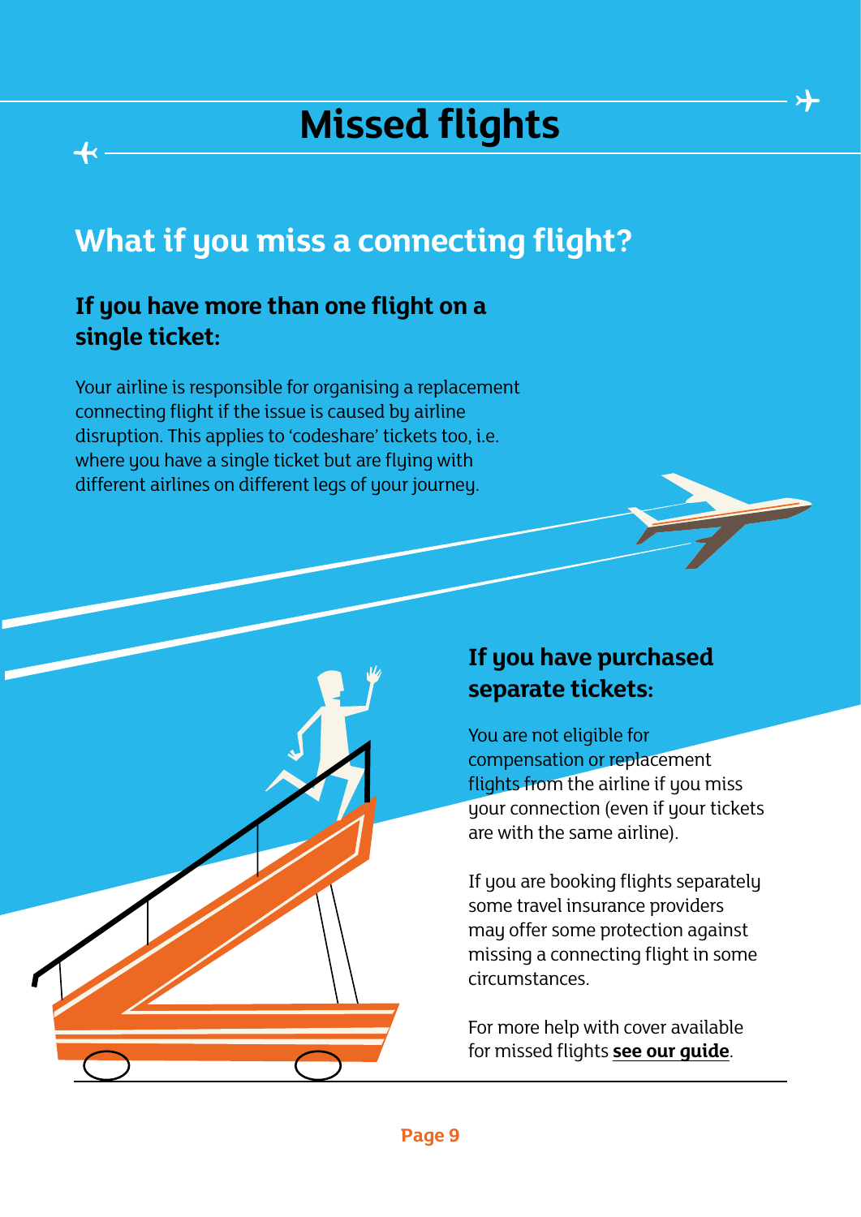# Missed flights

## What if you miss a connecting flight?

### If you have more than one flight on a single ticket:

Your airline is responsible for organising a replacement connecting flight if the issue is caused by airline disruption. This applies to 'codeshare' tickets too, i.e. where you have a single ticket but are flying with different airlines on different legs of your journey.

### If you have purchased separate tickets:

You are not eligible for compensation or replacement flights from the airline if you miss your connection (even if your tickets are with the same airline).

If you are booking flights separately some travel insurance providers may offer some protection against missing a connecting flight in some circumstances.

For more help with cover available for missed flights **see our guide**.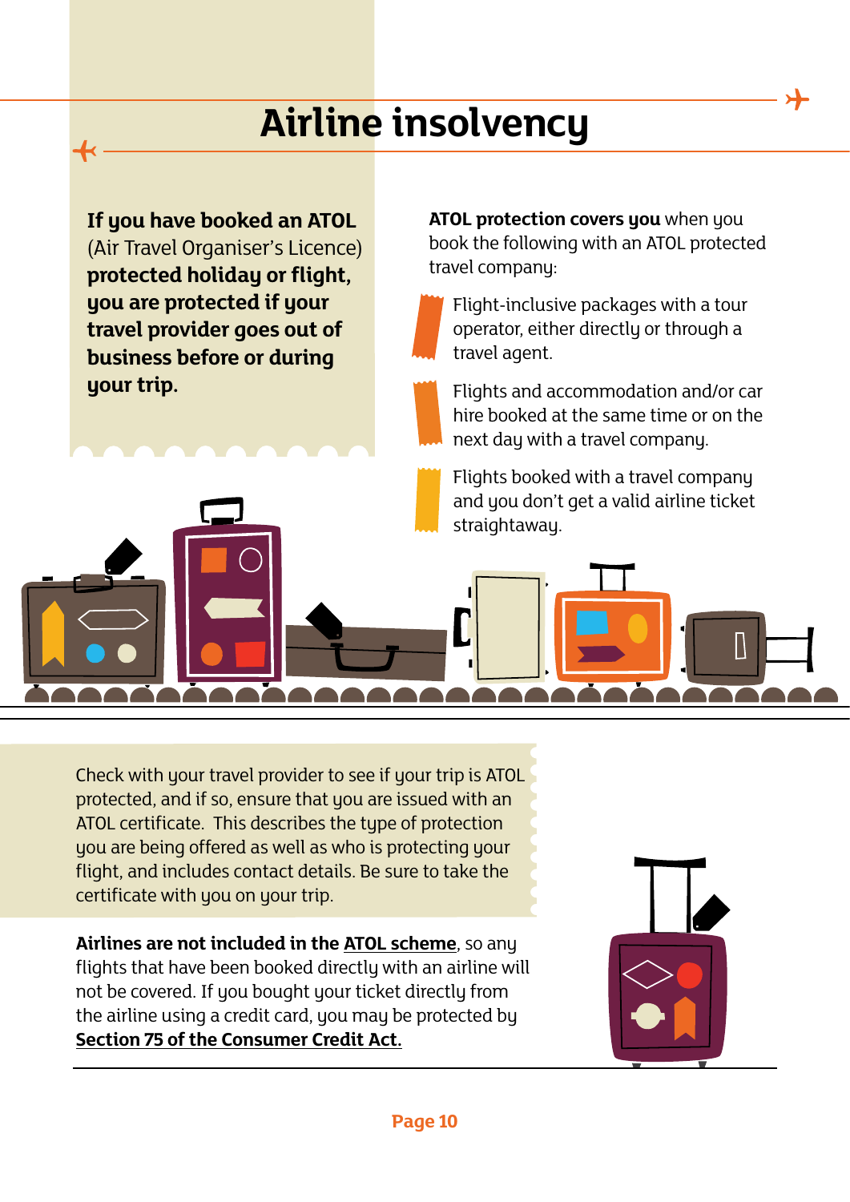# Airline insolvency

**If you have booked an ATOL** (Air Travel Organiser's Licence) **protected holiday or flight, you are protected if your travel provider goes out of business before or during your trip.**

**ATOL protection covers you** when you book the following with an ATOL protected travel company:

- Flight-inclusive packages with a tour operator, either directly or through a travel agent.
- Flights and accommodation and/or car hire booked at the same time or on the next day with a travel company.
- Flights booked with a travel company and you don't get a valid airline ticket straightaway.

Check with your travel provider to see if your trip is ATOL protected, and if so, ensure that you are issued with an ATOL certificate. This describes the type of protection you are being offered as well as who is protecting your flight, and includes contact details. Be sure to take the certificate with you on your trip.

**Airlines are not included in the ATOL scheme**, so any flights that have been booked directly with an airline will not be covered. If you bought your ticket directly from the airline using a credit card, you may be protected by **Section 75 of the Consumer Credit Act.**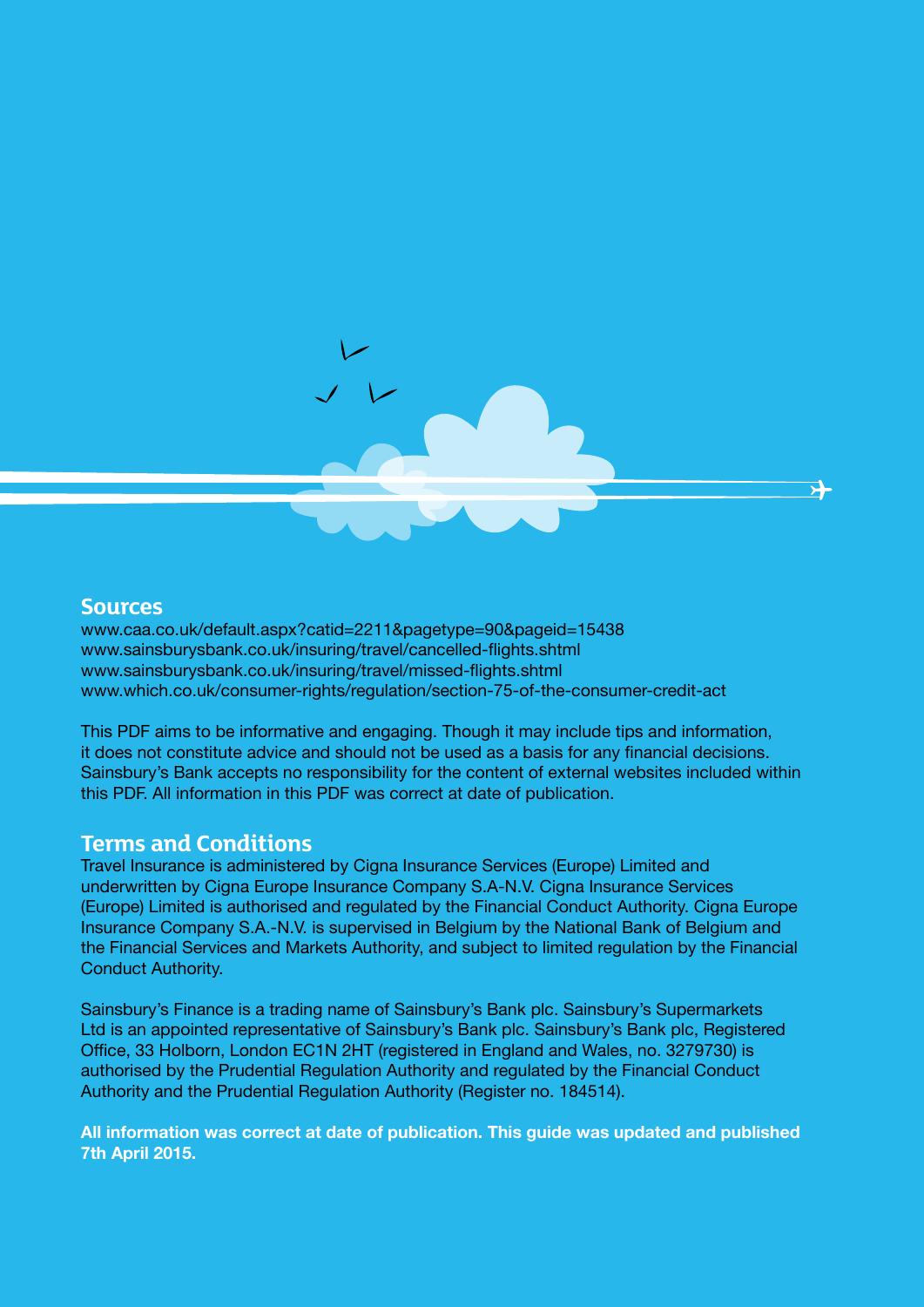## Sources

www.caa.co.uk/default.aspx?catid=2211&pagetype=90&pageid=15438
www.sainsburysbank.co.uk/insuring/travel/cancelled-flights.shtml
www.sainsburysbank.co.uk/insuring/travel/missed-flights.shtml
www.which.co.uk/consumer-rights/regulation/section-75-of-the-consumer-credit-act

This PDF aims to be informative and engaging. Though it may include tips and information, it does not constitute advice and should not be used as a basis for any financial decisions. Sainsbury's Bank accepts no responsibility for the content of external websites included within this PDF. All information in this PDF was correct at date of publication.

## Terms and Conditions

Travel Insurance is administered by Cigna Insurance Services (Europe) Limited and underwritten by Cigna Europe Insurance Company S.A-N.V. Cigna Insurance Services (Europe) Limited is authorised and regulated by the Financial Conduct Authority. Cigna Europe Insurance Company S.A.-N.V. is supervised in Belgium by the National Bank of Belgium and the Financial Services and Markets Authority, and subject to limited regulation by the Financial Conduct Authority.

Sainsbury's Finance is a trading name of Sainsbury's Bank plc. Sainsbury's Supermarkets Ltd is an appointed representative of Sainsbury's Bank plc. Sainsbury's Bank plc, Registered Office, 33 Holborn, London EC1N 2HT (registered in England and Wales, no. 3279730) is authorised by the Prudential Regulation Authority and regulated by the Financial Conduct Authority and the Prudential Regulation Authority (Register no. 184514).

**All information was correct at date of publication. This guide was updated and published 7th April 2015.**